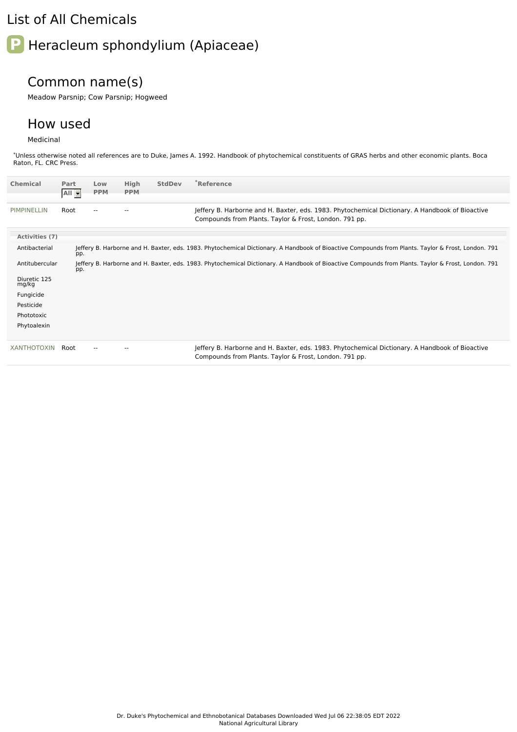# List of All Chemicals

## Heracleum sphondylium (Apiaceae)

### Common name(s)

Meadow Parsnip; Cow Parsnip; Hogweed

### How used

Medicinal

*Unless otherwise noted all references are to Duke, James A. 1992. Handbook of phytochemical constituents of GRAS herbs and other economic plants. Boca Raton, FL. CRC Press.

| Chemical | Part | Low PPM | High PPM | StdDev | *Reference |
|---|---|---|---|---|---|
| PIMPINELLIN | Root | -- | -- | | Jeffery B. Harborne and H. Baxter, eds. 1983. Phytochemical Dictionary. A Handbook of Bioactive Compounds from Plants. Taylor & Frost, London. 791 pp. |

**Activities (7)**

| Activity | Reference |
|---|---|
| Antibacterial | Jeffery B. Harborne and H. Baxter, eds. 1983. Phytochemical Dictionary. A Handbook of Bioactive Compounds from Plants. Taylor & Frost, London. 791 pp. |
| Antitubercular | Jeffery B. Harborne and H. Baxter, eds. 1983. Phytochemical Dictionary. A Handbook of Bioactive Compounds from Plants. Taylor & Frost, London. 791 pp. |
| Diuretic 125 mg/kg | |
| Fungicide | |
| Pesticide | |
| Phototoxic | |
| Phytoalexin | |

| Chemical | Part | Low PPM | High PPM | StdDev | *Reference |
|---|---|---|---|---|---|
| XANTHOTOXIN | Root | -- | -- | | Jeffery B. Harborne and H. Baxter, eds. 1983. Phytochemical Dictionary. A Handbook of Bioactive Compounds from Plants. Taylor & Frost, London. 791 pp. |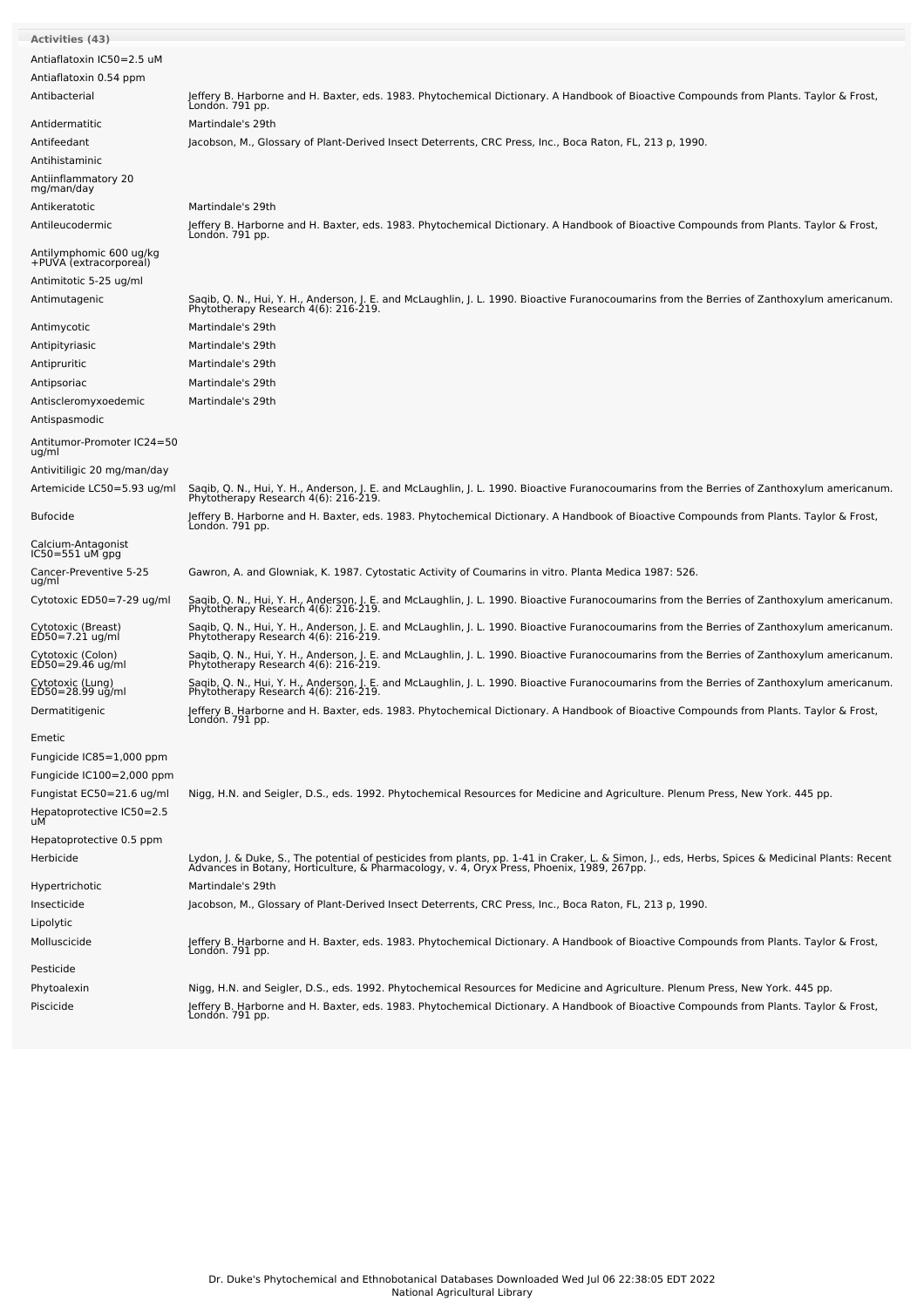**Activities (43)**

| | |
|---|---|
| Antiaflatoxin IC50=2.5 uM | |
| Antiaflatoxin 0.54 ppm | |
| Antibacterial | Jeffery B. Harborne and H. Baxter, eds. 1983. Phytochemical Dictionary. A Handbook of Bioactive Compounds from Plants. Taylor & Frost, London. 791 pp. |
| Antidermatitic | Martindale's 29th |
| Antifeedant | Jacobson, M., Glossary of Plant-Derived Insect Deterrents, CRC Press, Inc., Boca Raton, FL, 213 p, 1990. |
| Antihistaminic | |
| Antiinflammatory 20 mg/man/day | |
| Antikeratotic | Martindale's 29th |
| Antileucodermic | Jeffery B. Harborne and H. Baxter, eds. 1983. Phytochemical Dictionary. A Handbook of Bioactive Compounds from Plants. Taylor & Frost, London. 791 pp. |
| Antilymphomic 600 ug/kg +PUVA (extracorporeal) | |
| Antimitotic 5-25 ug/ml | |
| Antimutagenic | Saqib, Q. N., Hui, Y. H., Anderson, J. E. and McLaughlin, J. L. 1990. Bioactive Furanocoumarins from the Berries of Zanthoxylum americanum. Phytotherapy Research 4(6): 216-219. |
| Antimycotic | Martindale's 29th |
| Antipityriasic | Martindale's 29th |
| Antipruritic | Martindale's 29th |
| Antipsoriac | Martindale's 29th |
| Antiscleromyxoedemic | Martindale's 29th |
| Antispasmodic | |
| Antitumor-Promoter IC24=50 ug/ml | |
| Antivitiligic 20 mg/man/day | |
| Artemicide LC50=5.93 ug/ml | Saqib, Q. N., Hui, Y. H., Anderson, J. E. and McLaughlin, J. L. 1990. Bioactive Furanocoumarins from the Berries of Zanthoxylum americanum. Phytotherapy Research 4(6): 216-219. |
| Bufocide | Jeffery B. Harborne and H. Baxter, eds. 1983. Phytochemical Dictionary. A Handbook of Bioactive Compounds from Plants. Taylor & Frost, London. 791 pp. |
| Calcium-Antagonist IC50=551 uM gpg | |
| Cancer-Preventive 5-25 ug/ml | Gawron, A. and Glowniak, K. 1987. Cytostatic Activity of Coumarins in vitro. Planta Medica 1987: 526. |
| Cytotoxic ED50=7-29 ug/ml | Saqib, Q. N., Hui, Y. H., Anderson, J. E. and McLaughlin, J. L. 1990. Bioactive Furanocoumarins from the Berries of Zanthoxylum americanum. Phytotherapy Research 4(6): 216-219. |
| Cytotoxic (Breast) ED50=7.21 ug/ml | Saqib, Q. N., Hui, Y. H., Anderson, J. E. and McLaughlin, J. L. 1990. Bioactive Furanocoumarins from the Berries of Zanthoxylum americanum. Phytotherapy Research 4(6): 216-219. |
| Cytotoxic (Colon) ED50=29.46 ug/ml | Saqib, Q. N., Hui, Y. H., Anderson, J. E. and McLaughlin, J. L. 1990. Bioactive Furanocoumarins from the Berries of Zanthoxylum americanum. Phytotherapy Research 4(6): 216-219. |
| Cytotoxic (Lung) ED50=28.99 ug/ml | Saqib, Q. N., Hui, Y. H., Anderson, J. E. and McLaughlin, J. L. 1990. Bioactive Furanocoumarins from the Berries of Zanthoxylum americanum. Phytotherapy Research 4(6): 216-219. |
| Dermatitigenic | Jeffery B. Harborne and H. Baxter, eds. 1983. Phytochemical Dictionary. A Handbook of Bioactive Compounds from Plants. Taylor & Frost, London. 791 pp. |
| Emetic | |
| Fungicide IC85=1,000 ppm | |
| Fungicide IC100=2,000 ppm | |
| Fungistat EC50=21.6 ug/ml | Nigg, H.N. and Seigler, D.S., eds. 1992. Phytochemical Resources for Medicine and Agriculture. Plenum Press, New York. 445 pp. |
| Hepatoprotective IC50=2.5 uM | |
| Hepatoprotective 0.5 ppm | |
| Herbicide | Lydon, J. & Duke, S., The potential of pesticides from plants, pp. 1-41 in Craker, L. & Simon, J., eds, Herbs, Spices & Medicinal Plants: Recent Advances in Botany, Horticulture, & Pharmacology, v. 4, Oryx Press, Phoenix, 1989, 267pp. |
| Hypertrichotic | Martindale's 29th |
| Insecticide | Jacobson, M., Glossary of Plant-Derived Insect Deterrents, CRC Press, Inc., Boca Raton, FL, 213 p, 1990. |
| Lipolytic | |
| Molluscicide | Jeffery B. Harborne and H. Baxter, eds. 1983. Phytochemical Dictionary. A Handbook of Bioactive Compounds from Plants. Taylor & Frost, London. 791 pp. |
| Pesticide | |
| Phytoalexin | Nigg, H.N. and Seigler, D.S., eds. 1992. Phytochemical Resources for Medicine and Agriculture. Plenum Press, New York. 445 pp. |
| Piscicide | Jeffery B. Harborne and H. Baxter, eds. 1983. Phytochemical Dictionary. A Handbook of Bioactive Compounds from Plants. Taylor & Frost, London. 791 pp. |